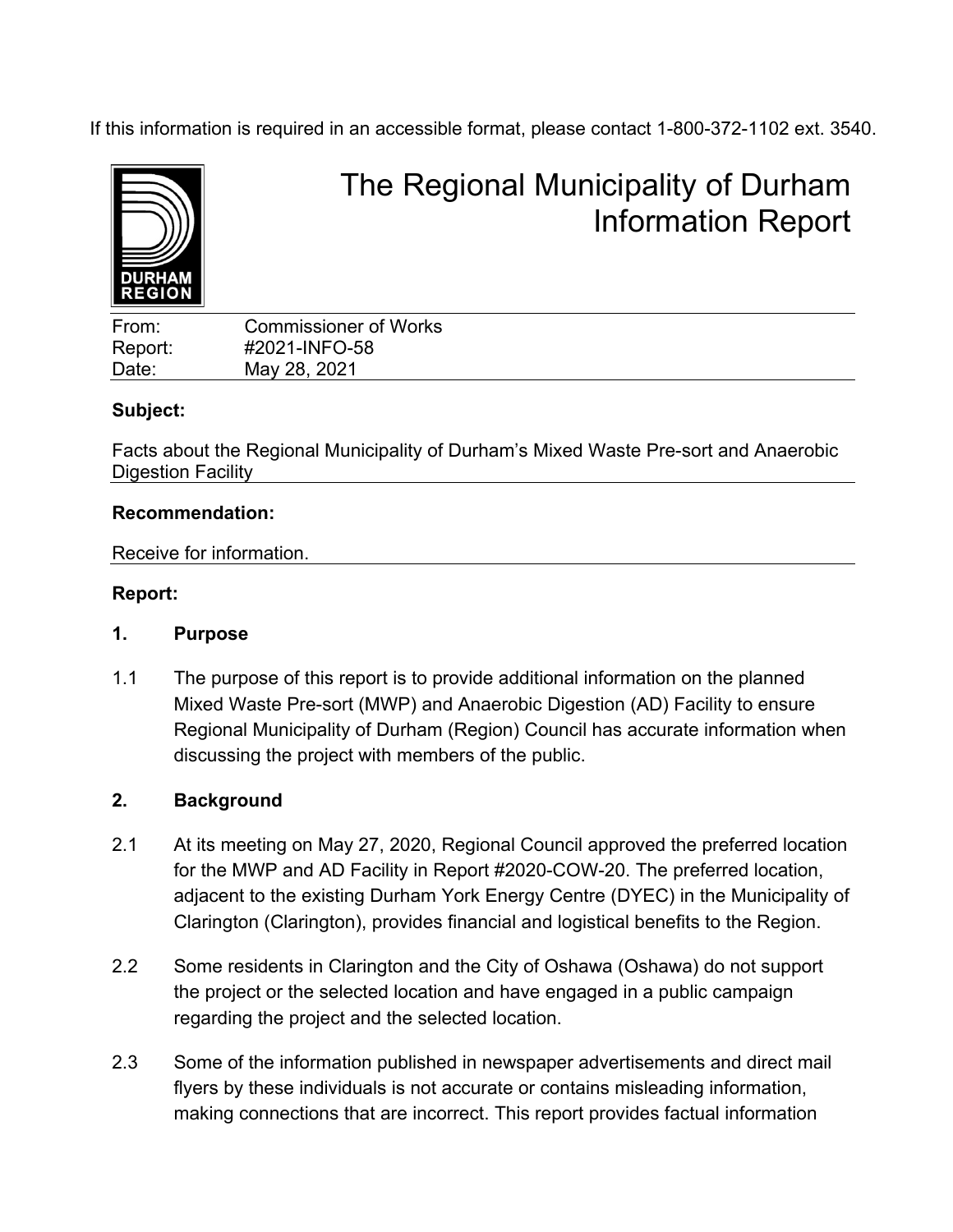If this information is required in an accessible format, please contact 1-800-372-1102 ext. 3540.

DURHAM REGION

# The Regional Municipality of Durham Information Report

From: Commissioner of Works
Report: #2021-INFO-58
Date: May 28, 2021

**Subject:**

Facts about the Regional Municipality of Durham's Mixed Waste Pre-sort and Anaerobic Digestion Facility

**Recommendation:**

Receive for information.

**Report:**

**1. Purpose**

1.1 The purpose of this report is to provide additional information on the planned Mixed Waste Pre-sort (MWP) and Anaerobic Digestion (AD) Facility to ensure Regional Municipality of Durham (Region) Council has accurate information when discussing the project with members of the public.

**2. Background**

2.1 At its meeting on May 27, 2020, Regional Council approved the preferred location for the MWP and AD Facility in Report #2020-COW-20. The preferred location, adjacent to the existing Durham York Energy Centre (DYEC) in the Municipality of Clarington (Clarington), provides financial and logistical benefits to the Region.

2.2 Some residents in Clarington and the City of Oshawa (Oshawa) do not support the project or the selected location and have engaged in a public campaign regarding the project and the selected location.

2.3 Some of the information published in newspaper advertisements and direct mail flyers by these individuals is not accurate or contains misleading information, making connections that are incorrect. This report provides factual information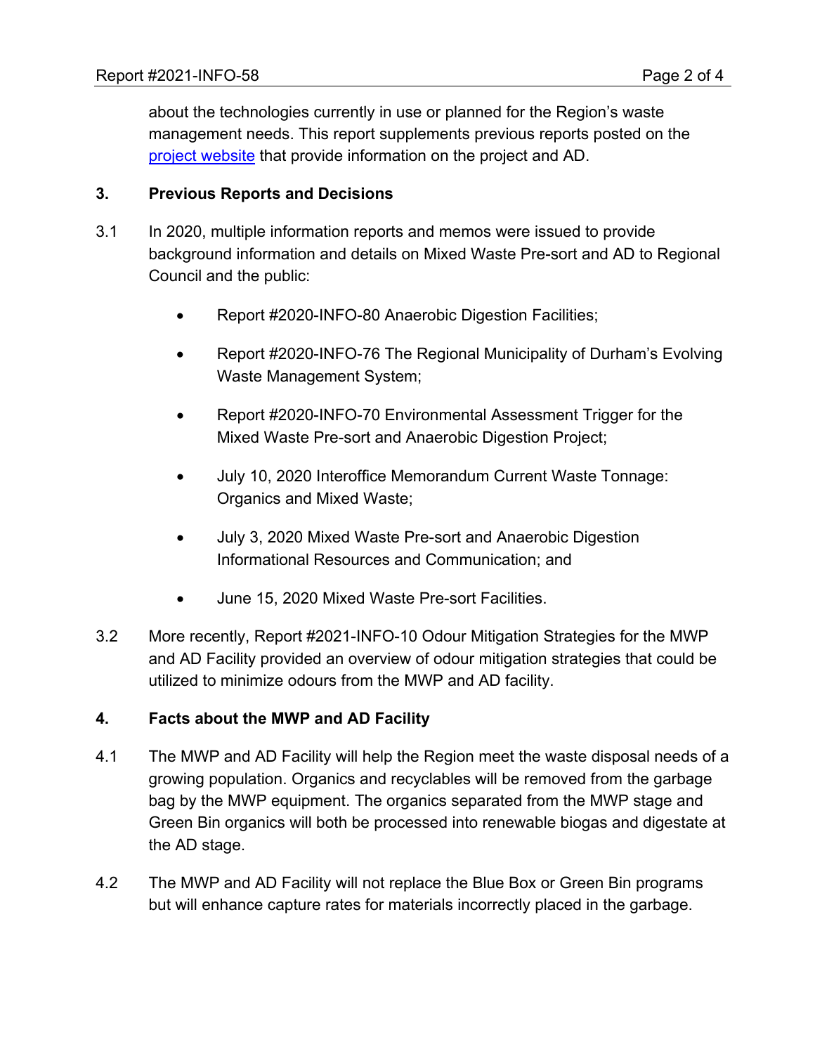about the technologies currently in use or planned for the Region's waste management needs. This report supplements previous reports posted on the [project website]() that provide information on the project and AD.

## 3. Previous Reports and Decisions

3.1 In 2020, multiple information reports and memos were issued to provide background information and details on Mixed Waste Pre-sort and AD to Regional Council and the public:

- Report #2020-INFO-80 Anaerobic Digestion Facilities;
- Report #2020-INFO-76 The Regional Municipality of Durham's Evolving Waste Management System;
- Report #2020-INFO-70 Environmental Assessment Trigger for the Mixed Waste Pre-sort and Anaerobic Digestion Project;
- July 10, 2020 Interoffice Memorandum Current Waste Tonnage: Organics and Mixed Waste;
- July 3, 2020 Mixed Waste Pre-sort and Anaerobic Digestion Informational Resources and Communication; and
- June 15, 2020 Mixed Waste Pre-sort Facilities.

3.2 More recently, Report #2021-INFO-10 Odour Mitigation Strategies for the MWP and AD Facility provided an overview of odour mitigation strategies that could be utilized to minimize odours from the MWP and AD facility.

## 4. Facts about the MWP and AD Facility

4.1 The MWP and AD Facility will help the Region meet the waste disposal needs of a growing population. Organics and recyclables will be removed from the garbage bag by the MWP equipment. The organics separated from the MWP stage and Green Bin organics will both be processed into renewable biogas and digestate at the AD stage.

4.2 The MWP and AD Facility will not replace the Blue Box or Green Bin programs but will enhance capture rates for materials incorrectly placed in the garbage.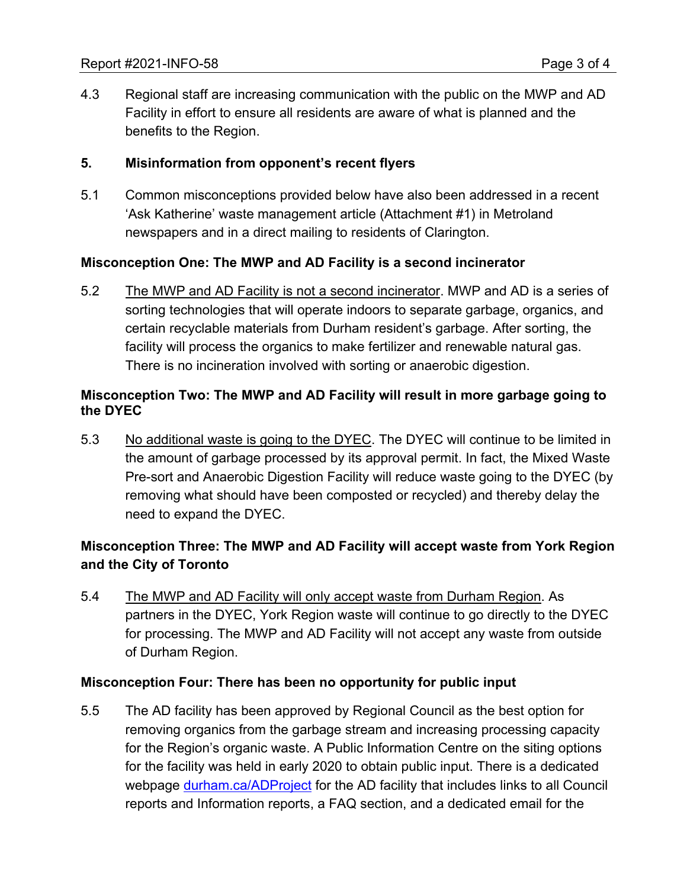4.3 Regional staff are increasing communication with the public on the MWP and AD Facility in effort to ensure all residents are aware of what is planned and the benefits to the Region.

## 5. Misinformation from opponent's recent flyers

5.1 Common misconceptions provided below have also been addressed in a recent 'Ask Katherine' waste management article (Attachment #1) in Metroland newspapers and in a direct mailing to residents of Clarington.

### Misconception One: The MWP and AD Facility is a second incinerator

5.2 The MWP and AD Facility is not a second incinerator. MWP and AD is a series of sorting technologies that will operate indoors to separate garbage, organics, and certain recyclable materials from Durham resident's garbage. After sorting, the facility will process the organics to make fertilizer and renewable natural gas. There is no incineration involved with sorting or anaerobic digestion.

### Misconception Two: The MWP and AD Facility will result in more garbage going to the DYEC

5.3 No additional waste is going to the DYEC. The DYEC will continue to be limited in the amount of garbage processed by its approval permit. In fact, the Mixed Waste Pre-sort and Anaerobic Digestion Facility will reduce waste going to the DYEC (by removing what should have been composted or recycled) and thereby delay the need to expand the DYEC.

### Misconception Three: The MWP and AD Facility will accept waste from York Region and the City of Toronto

5.4 The MWP and AD Facility will only accept waste from Durham Region. As partners in the DYEC, York Region waste will continue to go directly to the DYEC for processing. The MWP and AD Facility will not accept any waste from outside of Durham Region.

### Misconception Four: There has been no opportunity for public input

5.5 The AD facility has been approved by Regional Council as the best option for removing organics from the garbage stream and increasing processing capacity for the Region's organic waste. A Public Information Centre on the siting options for the facility was held in early 2020 to obtain public input. There is a dedicated webpage durham.ca/ADProject for the AD facility that includes links to all Council reports and Information reports, a FAQ section, and a dedicated email for the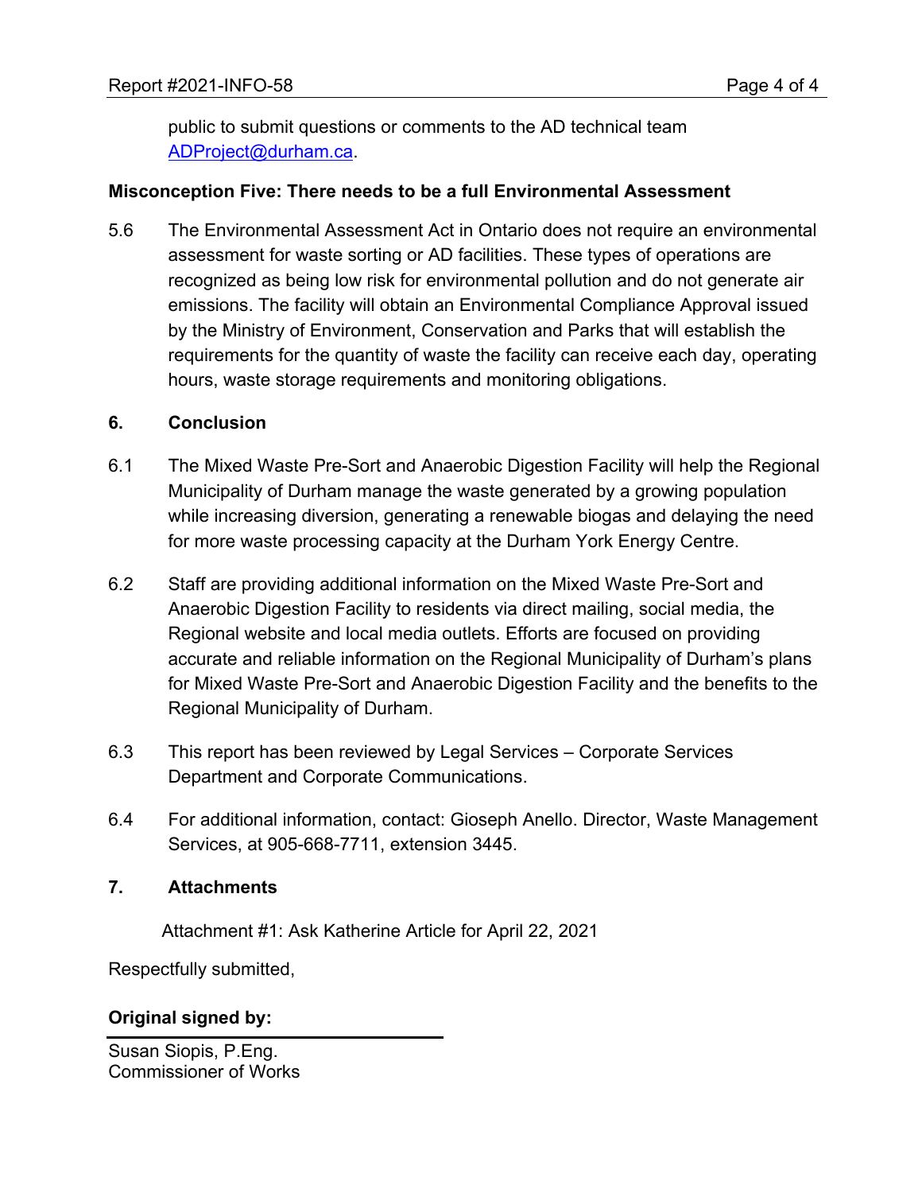public to submit questions or comments to the AD technical team ADProject@durham.ca.

**Misconception Five: There needs to be a full Environmental Assessment**

5.6 The Environmental Assessment Act in Ontario does not require an environmental assessment for waste sorting or AD facilities. These types of operations are recognized as being low risk for environmental pollution and do not generate air emissions. The facility will obtain an Environmental Compliance Approval issued by the Ministry of Environment, Conservation and Parks that will establish the requirements for the quantity of waste the facility can receive each day, operating hours, waste storage requirements and monitoring obligations.

## 6. Conclusion

6.1 The Mixed Waste Pre-Sort and Anaerobic Digestion Facility will help the Regional Municipality of Durham manage the waste generated by a growing population while increasing diversion, generating a renewable biogas and delaying the need for more waste processing capacity at the Durham York Energy Centre.

6.2 Staff are providing additional information on the Mixed Waste Pre-Sort and Anaerobic Digestion Facility to residents via direct mailing, social media, the Regional website and local media outlets. Efforts are focused on providing accurate and reliable information on the Regional Municipality of Durham's plans for Mixed Waste Pre-Sort and Anaerobic Digestion Facility and the benefits to the Regional Municipality of Durham.

6.3 This report has been reviewed by Legal Services – Corporate Services Department and Corporate Communications.

6.4 For additional information, contact: Gioseph Anello. Director, Waste Management Services, at 905-668-7711, extension 3445.

## 7. Attachments

Attachment #1: Ask Katherine Article for April 22, 2021

Respectfully submitted,

**Original signed by:**

Susan Siopis, P.Eng.
Commissioner of Works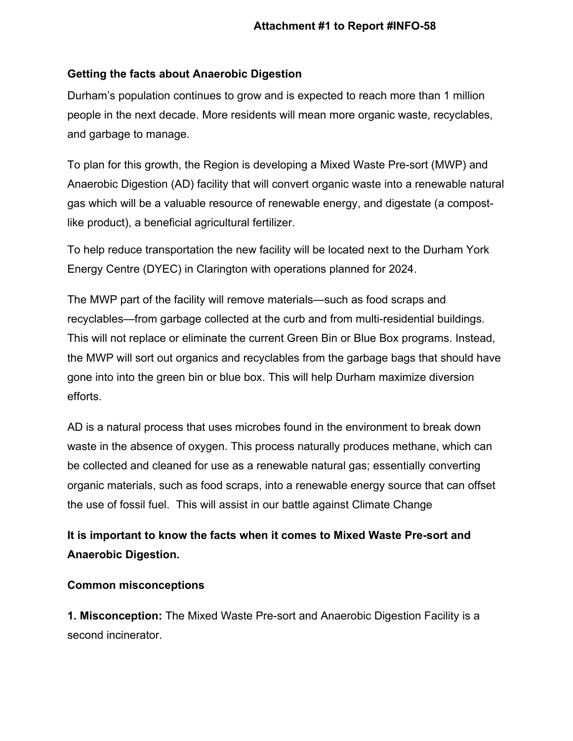Attachment #1 to Report #INFO-58

**Getting the facts about Anaerobic Digestion**

Durham's population continues to grow and is expected to reach more than 1 million people in the next decade. More residents will mean more organic waste, recyclables, and garbage to manage.

To plan for this growth, the Region is developing a Mixed Waste Pre-sort (MWP) and Anaerobic Digestion (AD) facility that will convert organic waste into a renewable natural gas which will be a valuable resource of renewable energy, and digestate (a compost-like product), a beneficial agricultural fertilizer.

To help reduce transportation the new facility will be located next to the Durham York Energy Centre (DYEC) in Clarington with operations planned for 2024.

The MWP part of the facility will remove materials—such as food scraps and recyclables—from garbage collected at the curb and from multi-residential buildings. This will not replace or eliminate the current Green Bin or Blue Box programs. Instead, the MWP will sort out organics and recyclables from the garbage bags that should have gone into into the green bin or blue box. This will help Durham maximize diversion efforts.

AD is a natural process that uses microbes found in the environment to break down waste in the absence of oxygen. This process naturally produces methane, which can be collected and cleaned for use as a renewable natural gas; essentially converting organic materials, such as food scraps, into a renewable energy source that can offset the use of fossil fuel. This will assist in our battle against Climate Change

**It is important to know the facts when it comes to Mixed Waste Pre-sort and Anaerobic Digestion.**

**Common misconceptions**

**1. Misconception:** The Mixed Waste Pre-sort and Anaerobic Digestion Facility is a second incinerator.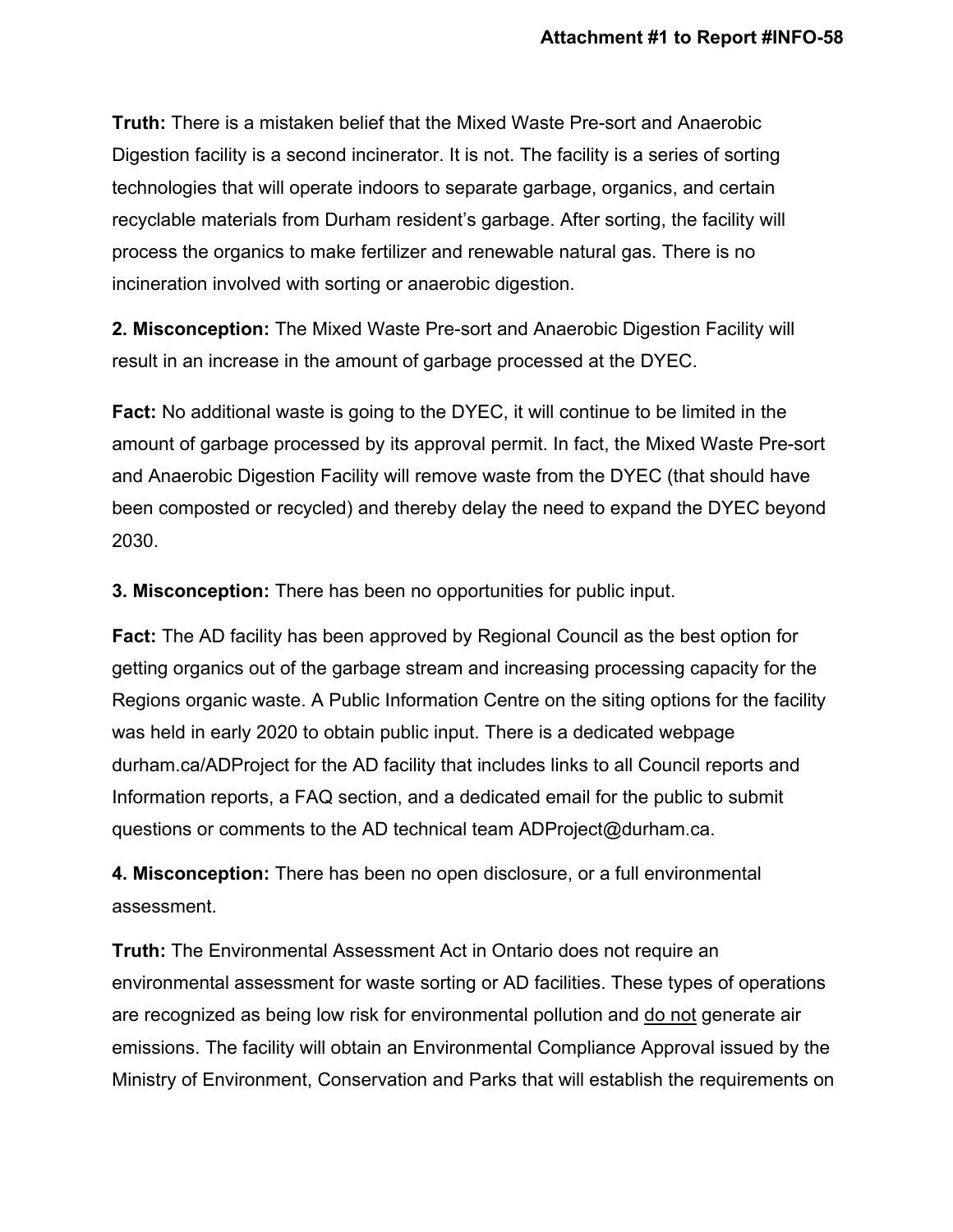**Truth:** There is a mistaken belief that the Mixed Waste Pre-sort and Anaerobic Digestion facility is a second incinerator. It is not. The facility is a series of sorting technologies that will operate indoors to separate garbage, organics, and certain recyclable materials from Durham resident's garbage. After sorting, the facility will process the organics to make fertilizer and renewable natural gas. There is no incineration involved with sorting or anaerobic digestion.

**2. Misconception:** The Mixed Waste Pre-sort and Anaerobic Digestion Facility will result in an increase in the amount of garbage processed at the DYEC.

**Fact:** No additional waste is going to the DYEC, it will continue to be limited in the amount of garbage processed by its approval permit. In fact, the Mixed Waste Pre-sort and Anaerobic Digestion Facility will remove waste from the DYEC (that should have been composted or recycled) and thereby delay the need to expand the DYEC beyond 2030.

**3. Misconception:** There has been no opportunities for public input.

**Fact:** The AD facility has been approved by Regional Council as the best option for getting organics out of the garbage stream and increasing processing capacity for the Regions organic waste. A Public Information Centre on the siting options for the facility was held in early 2020 to obtain public input. There is a dedicated webpage durham.ca/ADProject for the AD facility that includes links to all Council reports and Information reports, a FAQ section, and a dedicated email for the public to submit questions or comments to the AD technical team ADProject@durham.ca.

**4. Misconception:** There has been no open disclosure, or a full environmental assessment.

**Truth:** The Environmental Assessment Act in Ontario does not require an environmental assessment for waste sorting or AD facilities. These types of operations are recognized as being low risk for environmental pollution and <u>do not</u> generate air emissions. The facility will obtain an Environmental Compliance Approval issued by the Ministry of Environment, Conservation and Parks that will establish the requirements on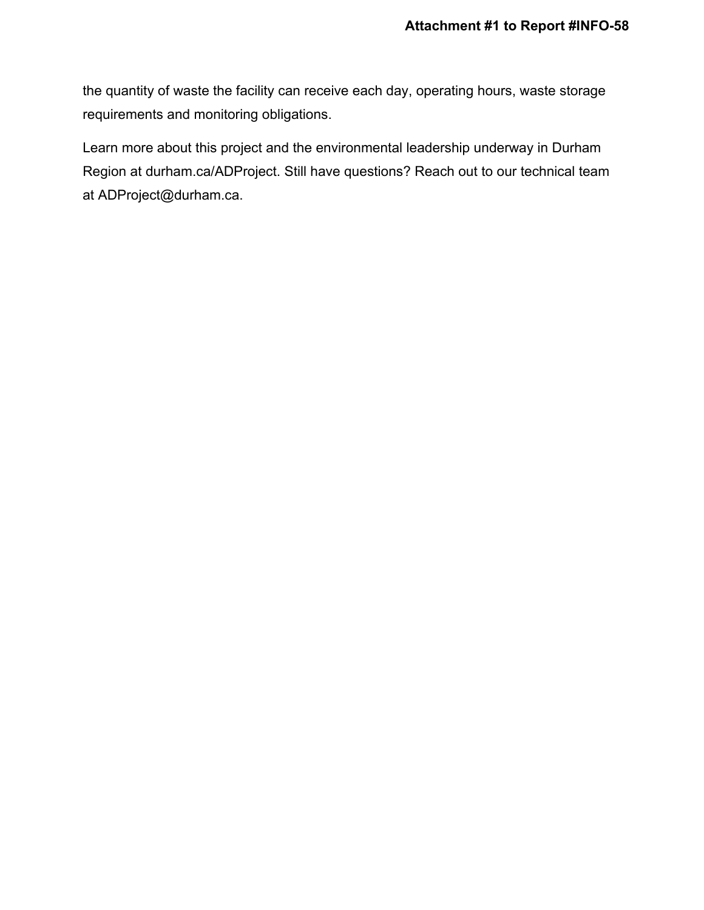the quantity of waste the facility can receive each day, operating hours, waste storage requirements and monitoring obligations.

Learn more about this project and the environmental leadership underway in Durham Region at durham.ca/ADProject. Still have questions? Reach out to our technical team at ADProject@durham.ca.